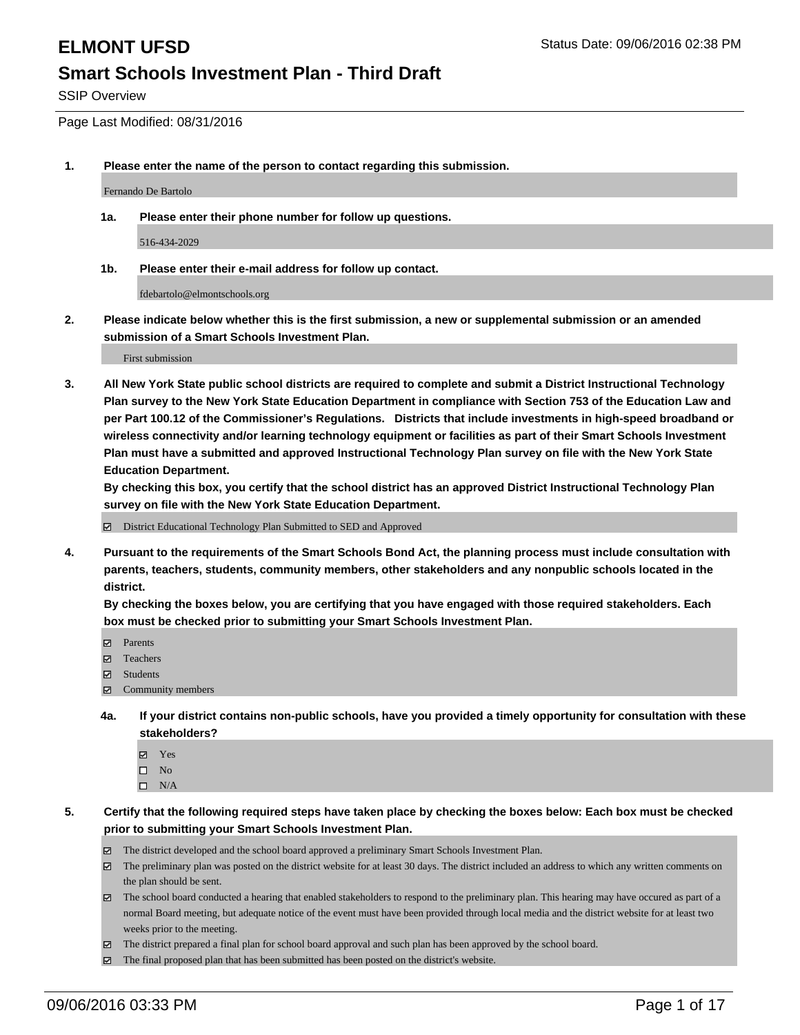# ELMONT UFSD

Status Date: 09/06/2016 02:38 PM

## Smart Schools Investment Plan - Third Draft

SSIP Overview

Page Last Modified: 08/31/2016

1. **Please enter the name of the person to contact regarding this submission.**

   Fernando De Bartolo

   1a. **Please enter their phone number for follow up questions.**

   516-434-2029

   1b. **Please enter their e-mail address for follow up contact.**

   fdebartolo@elmontschools.org

2. **Please indicate below whether this is the first submission, a new or supplemental submission or an amended submission of a Smart Schools Investment Plan.**

   First submission

3. **All New York State public school districts are required to complete and submit a District Instructional Technology Plan survey to the New York State Education Department in compliance with Section 753 of the Education Law and per Part 100.12 of the Commissioner's Regulations. Districts that include investments in high-speed broadband or wireless connectivity and/or learning technology equipment or facilities as part of their Smart Schools Investment Plan must have a submitted and approved Instructional Technology Plan survey on file with the New York State Education Department.**

   **By checking this box, you certify that the school district has an approved District Instructional Technology Plan survey on file with the New York State Education Department.**

   - [x] District Educational Technology Plan Submitted to SED and Approved

4. **Pursuant to the requirements of the Smart Schools Bond Act, the planning process must include consultation with parents, teachers, students, community members, other stakeholders and any nonpublic schools located in the district.**

   **By checking the boxes below, you are certifying that you have engaged with those required stakeholders. Each box must be checked prior to submitting your Smart Schools Investment Plan.**

   - [x] Parents
   - [x] Teachers
   - [x] Students
   - [x] Community members

   4a. **If your district contains non-public schools, have you provided a timely opportunity for consultation with these stakeholders?**

   - [x] Yes
   - [ ] No
   - [ ] N/A

5. **Certify that the following required steps have taken place by checking the boxes below: Each box must be checked prior to submitting your Smart Schools Investment Plan.**

   - [x] The district developed and the school board approved a preliminary Smart Schools Investment Plan.
   - [x] The preliminary plan was posted on the district website for at least 30 days. The district included an address to which any written comments on the plan should be sent.
   - [x] The school board conducted a hearing that enabled stakeholders to respond to the preliminary plan. This hearing may have occured as part of a normal Board meeting, but adequate notice of the event must have been provided through local media and the district website for at least two weeks prior to the meeting.
   - [x] The district prepared a final plan for school board approval and such plan has been approved by the school board.
   - [x] The final proposed plan that has been submitted has been posted on the district's website.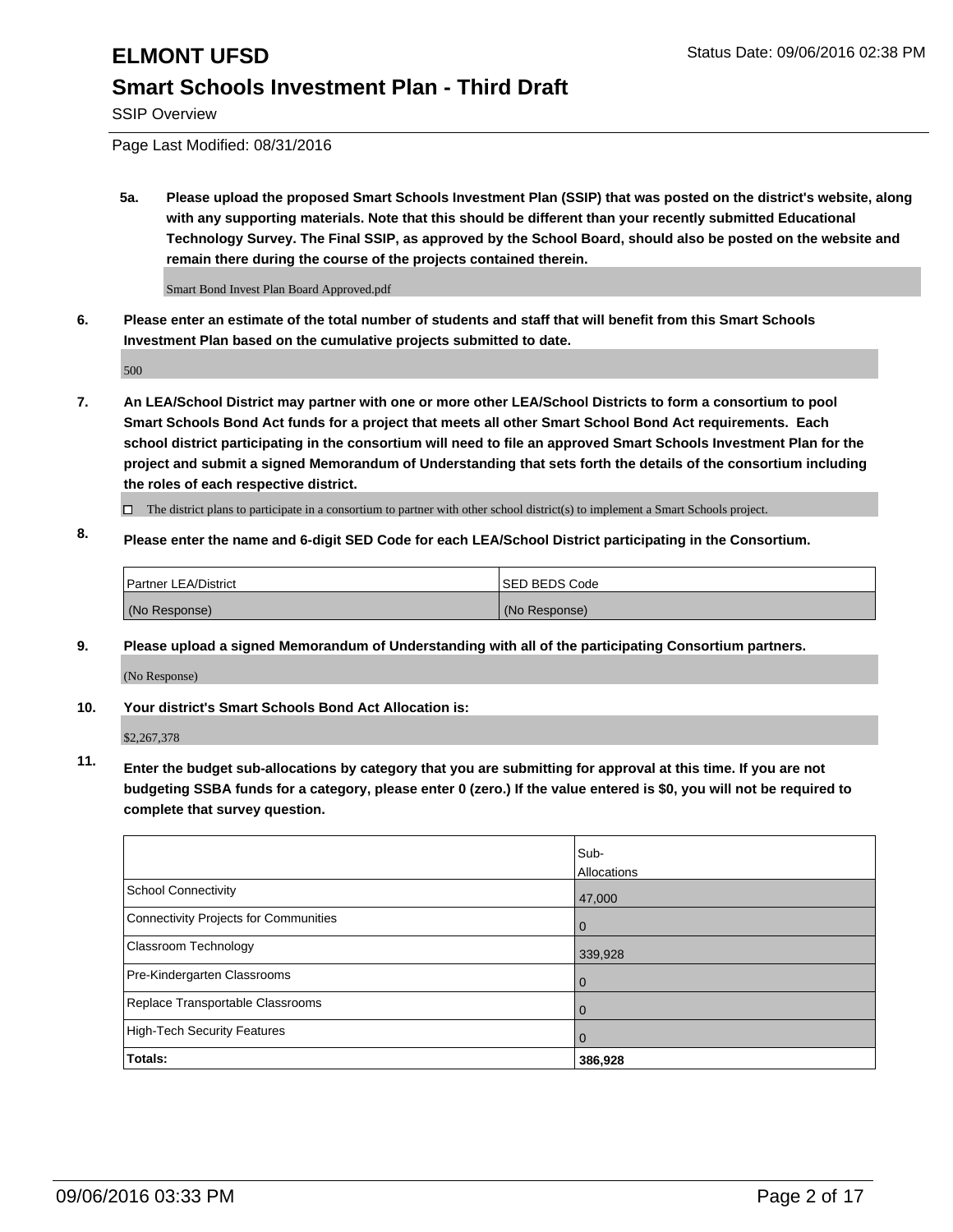**5a. Please upload the proposed Smart Schools Investment Plan (SSIP) that was posted on the district's website, along with any supporting materials. Note that this should be different than your recently submitted Educational Technology Survey. The Final SSIP, as approved by the School Board, should also be posted on the website and remain there during the course of the projects contained therein.**

Smart Bond Invest Plan Board Approved.pdf

**6. Please enter an estimate of the total number of students and staff that will benefit from this Smart Schools Investment Plan based on the cumulative projects submitted to date.**

500

**7. An LEA/School District may partner with one or more other LEA/School Districts to form a consortium to pool Smart Schools Bond Act funds for a project that meets all other Smart School Bond Act requirements. Each school district participating in the consortium will need to file an approved Smart Schools Investment Plan for the project and submit a signed Memorandum of Understanding that sets forth the details of the consortium including the roles of each respective district.**

☐ The district plans to participate in a consortium to partner with other school district(s) to implement a Smart Schools project.

**8. Please enter the name and 6-digit SED Code for each LEA/School District participating in the Consortium.**

| Partner LEA/District | SED BEDS Code |
|---|---|
| (No Response) | (No Response) |

**9. Please upload a signed Memorandum of Understanding with all of the participating Consortium partners.**

(No Response)

**10. Your district's Smart Schools Bond Act Allocation is:**

$2,267,378

**11. Enter the budget sub-allocations by category that you are submitting for approval at this time. If you are not budgeting SSBA funds for a category, please enter 0 (zero.) If the value entered is $0, you will not be required to complete that survey question.**

| | Sub-Allocations |
|---|---|
| School Connectivity | 47,000 |
| Connectivity Projects for Communities | 0 |
| Classroom Technology | 339,928 |
| Pre-Kindergarten Classrooms | 0 |
| Replace Transportable Classrooms | 0 |
| High-Tech Security Features | 0 |
| **Totals:** | **386,928** |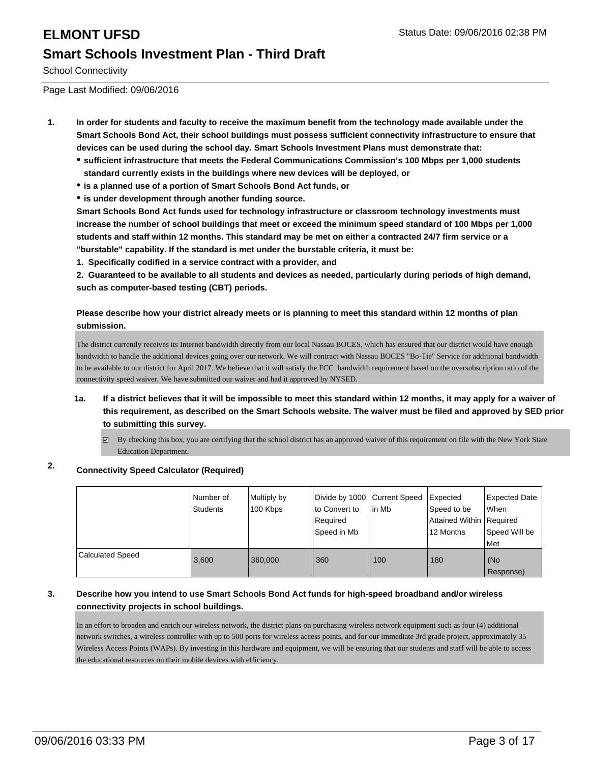# ELMONT UFSD

## Smart Schools Investment Plan - Third Draft

School Connectivity

Page Last Modified: 09/06/2016

1. **In order for students and faculty to receive the maximum benefit from the technology made available under the Smart Schools Bond Act, their school buildings must possess sufficient connectivity infrastructure to ensure that devices can be used during the school day. Smart Schools Investment Plans must demonstrate that:**
   - **sufficient infrastructure that meets the Federal Communications Commission's 100 Mbps per 1,000 students standard currently exists in the buildings where new devices will be deployed, or**
   - **is a planned use of a portion of Smart Schools Bond Act funds, or**
   - **is under development through another funding source.**

   **Smart Schools Bond Act funds used for technology infrastructure or classroom technology investments must increase the number of school buildings that meet or exceed the minimum speed standard of 100 Mbps per 1,000 students and staff within 12 months. This standard may be met on either a contracted 24/7 firm service or a "burstable" capability. If the standard is met under the burstable criteria, it must be:**

   **1. Specifically codified in a service contract with a provider, and**

   **2. Guaranteed to be available to all students and devices as needed, particularly during periods of high demand, such as computer-based testing (CBT) periods.**

   **Please describe how your district already meets or is planning to meet this standard within 12 months of plan submission.**

   The district currently receives its Internet bandwidth directly from our local Nassau BOCES, which has ensured that our district would have enough bandwidth to handle the additional devices going over our network. We will contract with Nassau BOCES "Bo-Tie" Service for additional bandwidth to be available to our district for April 2017. We believe that it will satisfy the FCC bandwidth requirement based on the oversubscription ratio of the connectivity speed waiver. We have submitted our waiver and had it approved by NYSED.

   1a. **If a district believes that it will be impossible to meet this standard within 12 months, it may apply for a waiver of this requirement, as described on the Smart Schools website. The waiver must be filed and approved by SED prior to submitting this survey.**

   ☑ By checking this box, you are certifying that the school district has an approved waiver of this requirement on file with the New York State Education Department.

2. **Connectivity Speed Calculator (Required)**

| | Number of Students | Multiply by 100 Kbps | Divide by 1000 to Convert to Required Speed in Mb | Current Speed in Mb | Expected Speed to be Attained Within 12 Months | Expected Date When Required Speed Will be Met |
|---|---|---|---|---|---|---|
| Calculated Speed | 3,600 | 360,000 | 360 | 100 | 180 | (No Response) |

3. **Describe how you intend to use Smart Schools Bond Act funds for high-speed broadband and/or wireless connectivity projects in school buildings.**

   In an effort to broaden and enrich our wireless network, the district plans on purchasing wireless network equipment such as four (4) additional network switches, a wireless controller with up to 500 ports for wireless access points, and for our immediate 3rd grade project, approximately 35 Wireless Access Points (WAPs). By investing in this hardware and equipment, we will be ensuring that our students and staff will be able to access the educational resources on their mobile devices with efficiency.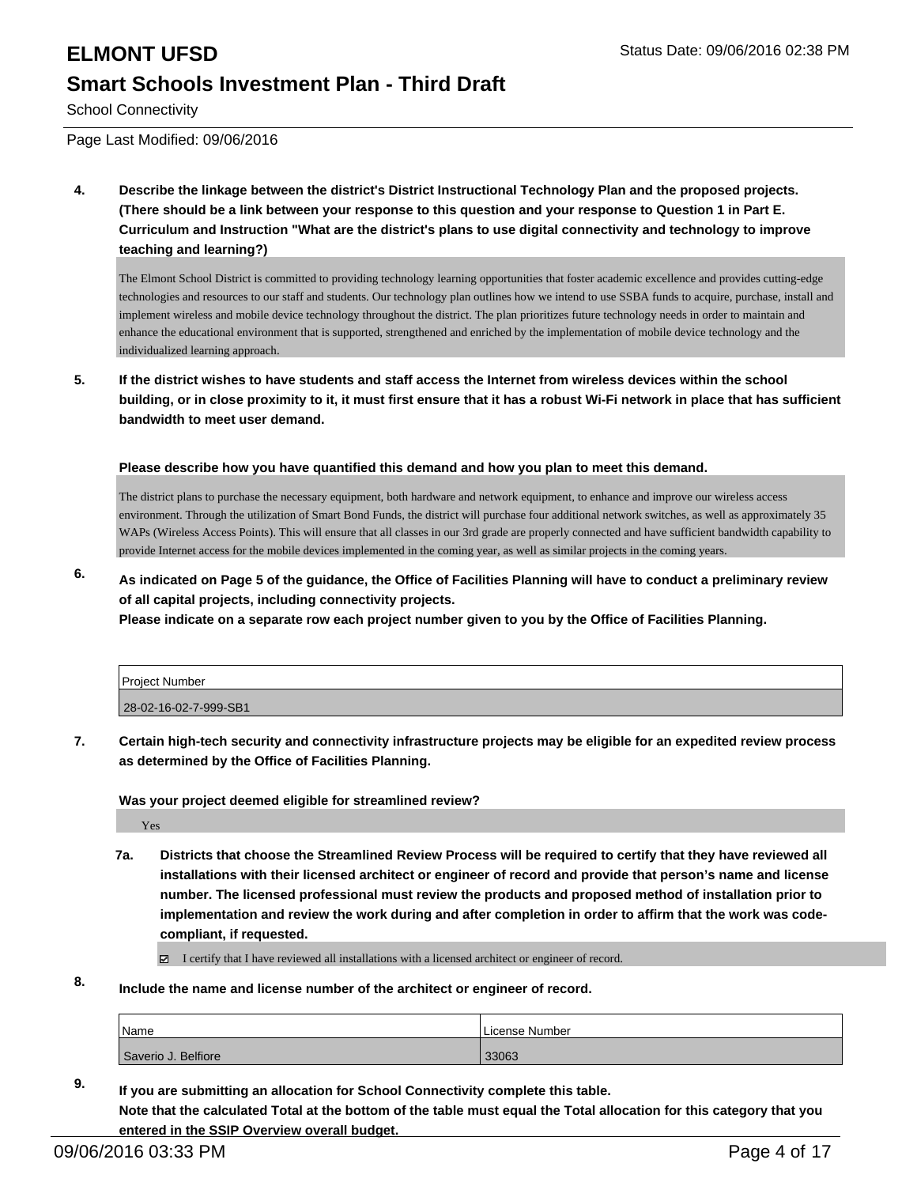**4. Describe the linkage between the district's District Instructional Technology Plan and the proposed projects. (There should be a link between your response to this question and your response to Question 1 in Part E. Curriculum and Instruction "What are the district's plans to use digital connectivity and technology to improve teaching and learning?)**

The Elmont School District is committed to providing technology learning opportunities that foster academic excellence and provides cutting-edge technologies and resources to our staff and students. Our technology plan outlines how we intend to use SSBA funds to acquire, purchase, install and implement wireless and mobile device technology throughout the district. The plan prioritizes future technology needs in order to maintain and enhance the educational environment that is supported, strengthened and enriched by the implementation of mobile device technology and the individualized learning approach.

**5. If the district wishes to have students and staff access the Internet from wireless devices within the school building, or in close proximity to it, it must first ensure that it has a robust Wi-Fi network in place that has sufficient bandwidth to meet user demand.**

**Please describe how you have quantified this demand and how you plan to meet this demand.**

The district plans to purchase the necessary equipment, both hardware and network equipment, to enhance and improve our wireless access environment. Through the utilization of Smart Bond Funds, the district will purchase four additional network switches, as well as approximately 35 WAPs (Wireless Access Points). This will ensure that all classes in our 3rd grade are properly connected and have sufficient bandwidth capability to provide Internet access for the mobile devices implemented in the coming year, as well as similar projects in the coming years.

**6. As indicated on Page 5 of the guidance, the Office of Facilities Planning will have to conduct a preliminary review of all capital projects, including connectivity projects.**
**Please indicate on a separate row each project number given to you by the Office of Facilities Planning.**

| Project Number |
| --- |
| 28-02-16-02-7-999-SB1 |

**7. Certain high-tech security and connectivity infrastructure projects may be eligible for an expedited review process as determined by the Office of Facilities Planning.**

**Was your project deemed eligible for streamlined review?**

Yes

**7a. Districts that choose the Streamlined Review Process will be required to certify that they have reviewed all installations with their licensed architect or engineer of record and provide that person's name and license number. The licensed professional must review the products and proposed method of installation prior to implementation and review the work during and after completion in order to affirm that the work was code-compliant, if requested.**

☑ I certify that I have reviewed all installations with a licensed architect or engineer of record.

**8. Include the name and license number of the architect or engineer of record.**

| Name | License Number |
| --- | --- |
| Saverio J. Belfiore | 33063 |

**9. If you are submitting an allocation for School Connectivity complete this table.**
**Note that the calculated Total at the bottom of the table must equal the Total allocation for this category that you entered in the SSIP Overview overall budget.**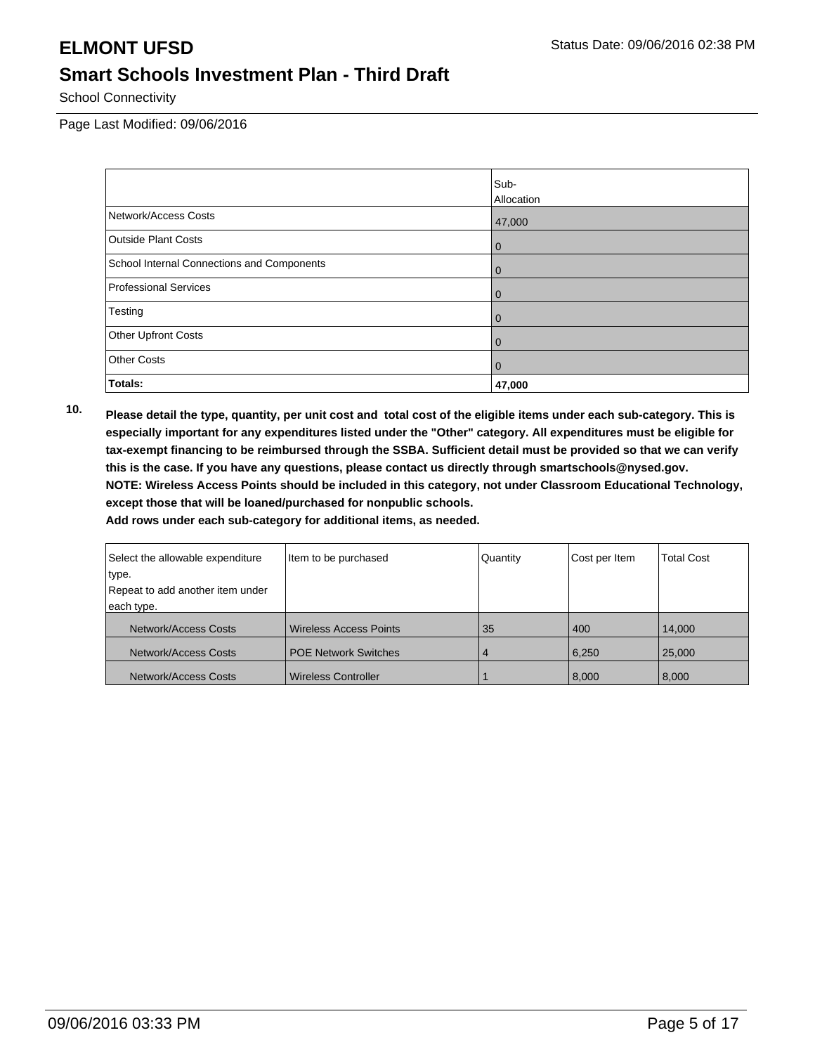# ELMONT UFSD

Status Date: 09/06/2016 02:38 PM

## Smart Schools Investment Plan - Third Draft

School Connectivity

Page Last Modified: 09/06/2016

| | Sub-Allocation |
|---|---|
| Network/Access Costs | 47,000 |
| Outside Plant Costs | 0 |
| School Internal Connections and Components | 0 |
| Professional Services | 0 |
| Testing | 0 |
| Other Upfront Costs | 0 |
| Other Costs | 0 |
| **Totals:** | **47,000** |

**10. Please detail the type, quantity, per unit cost and total cost of the eligible items under each sub-category. This is especially important for any expenditures listed under the "Other" category. All expenditures must be eligible for tax-exempt financing to be reimbursed through the SSBA. Sufficient detail must be provided so that we can verify this is the case. If you have any questions, please contact us directly through smartschools@nysed.gov.**
**NOTE: Wireless Access Points should be included in this category, not under Classroom Educational Technology, except those that will be loaned/purchased for nonpublic schools.**
**Add rows under each sub-category for additional items, as needed.**

| Select the allowable expenditure type. Repeat to add another item under each type. | Item to be purchased | Quantity | Cost per Item | Total Cost |
|---|---|---|---|---|
| Network/Access Costs | Wireless Access Points | 35 | 400 | 14,000 |
| Network/Access Costs | POE Network Switches | 4 | 6,250 | 25,000 |
| Network/Access Costs | Wireless Controller | 1 | 8,000 | 8,000 |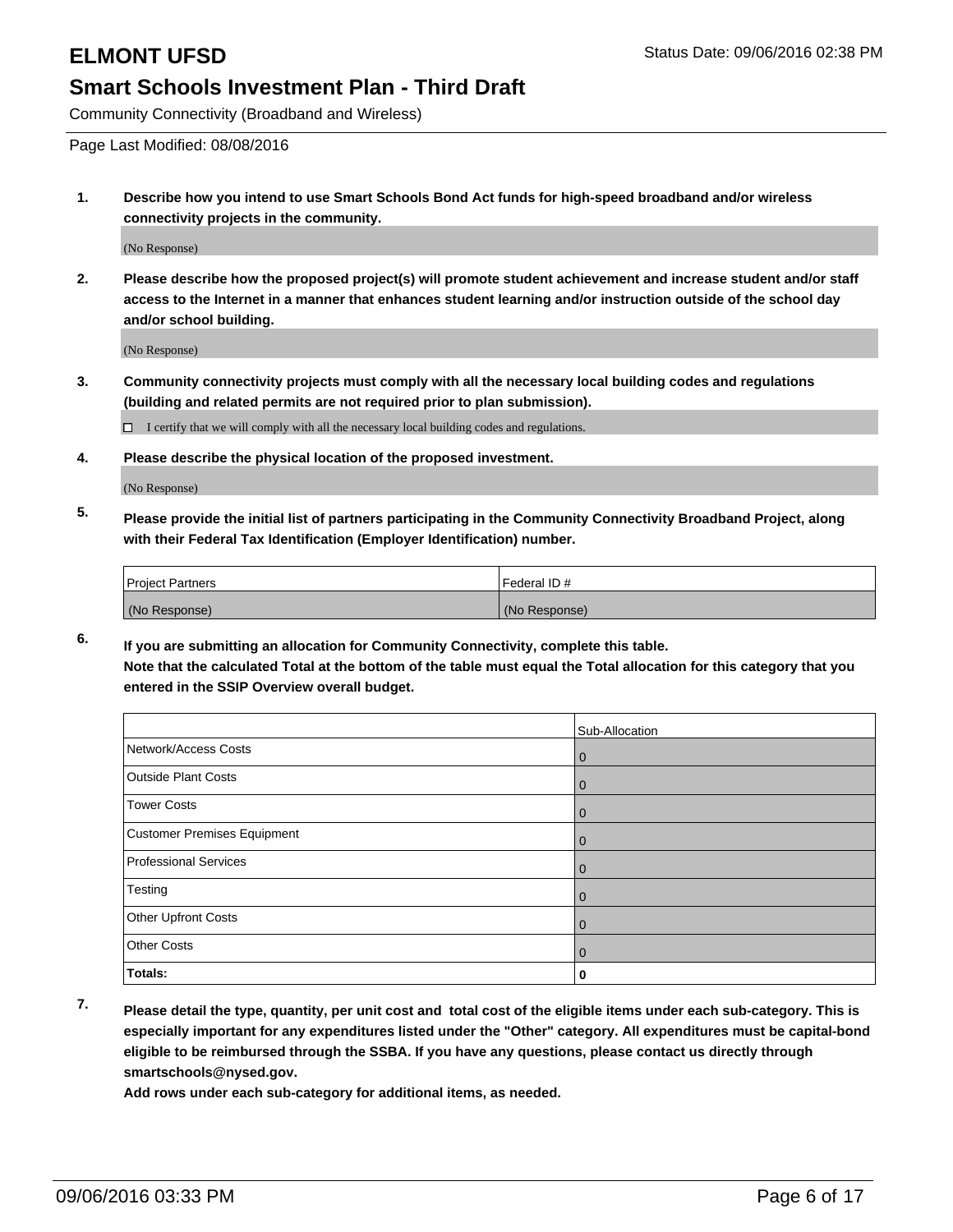# ELMONT UFSD

Status Date: 09/06/2016 02:38 PM

## Smart Schools Investment Plan - Third Draft

Community Connectivity (Broadband and Wireless)

Page Last Modified: 08/08/2016

**1. Describe how you intend to use Smart Schools Bond Act funds for high-speed broadband and/or wireless connectivity projects in the community.**

(No Response)

**2. Please describe how the proposed project(s) will promote student achievement and increase student and/or staff access to the Internet in a manner that enhances student learning and/or instruction outside of the school day and/or school building.**

(No Response)

**3. Community connectivity projects must comply with all the necessary local building codes and regulations (building and related permits are not required prior to plan submission).**

☐ I certify that we will comply with all the necessary local building codes and regulations.

**4. Please describe the physical location of the proposed investment.**

(No Response)

**5. Please provide the initial list of partners participating in the Community Connectivity Broadband Project, along with their Federal Tax Identification (Employer Identification) number.**

| Project Partners | Federal ID # |
|---|---|
| (No Response) | (No Response) |

**6. If you are submitting an allocation for Community Connectivity, complete this table.**
**Note that the calculated Total at the bottom of the table must equal the Total allocation for this category that you entered in the SSIP Overview overall budget.**

| | Sub-Allocation |
|---|---|
| Network/Access Costs | 0 |
| Outside Plant Costs | 0 |
| Tower Costs | 0 |
| Customer Premises Equipment | 0 |
| Professional Services | 0 |
| Testing | 0 |
| Other Upfront Costs | 0 |
| Other Costs | 0 |
| **Totals:** | **0** |

**7. Please detail the type, quantity, per unit cost and total cost of the eligible items under each sub-category. This is especially important for any expenditures listed under the "Other" category. All expenditures must be capital-bond eligible to be reimbursed through the SSBA. If you have any questions, please contact us directly through smartschools@nysed.gov.**
**Add rows under each sub-category for additional items, as needed.**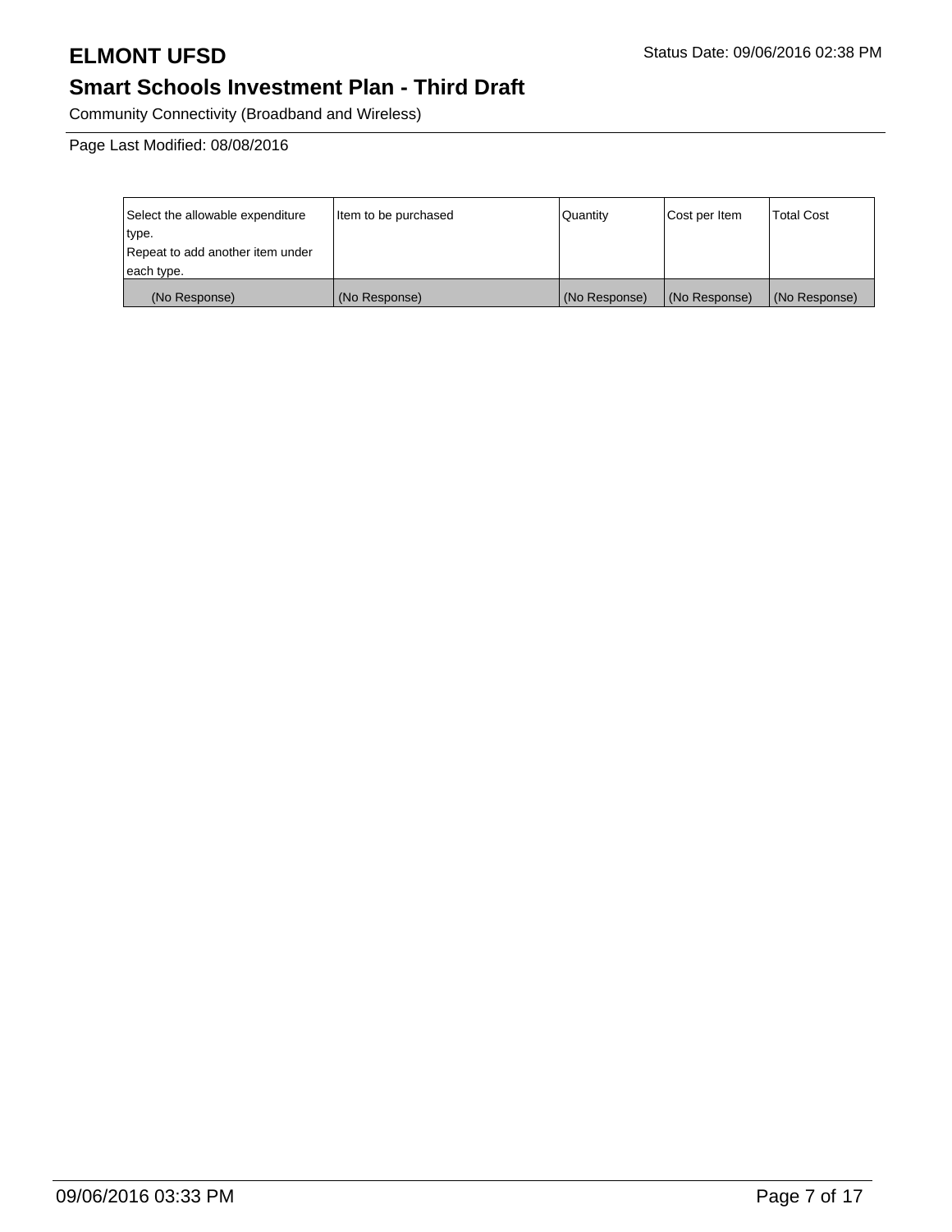# ELMONT UFSD

Status Date: 09/06/2016 02:38 PM

## Smart Schools Investment Plan - Third Draft

Community Connectivity (Broadband and Wireless)

Page Last Modified: 08/08/2016

| Select the allowable expenditure type. Repeat to add another item under each type. | Item to be purchased | Quantity | Cost per Item | Total Cost |
|---|---|---|---|---|
| (No Response) | (No Response) | (No Response) | (No Response) | (No Response) |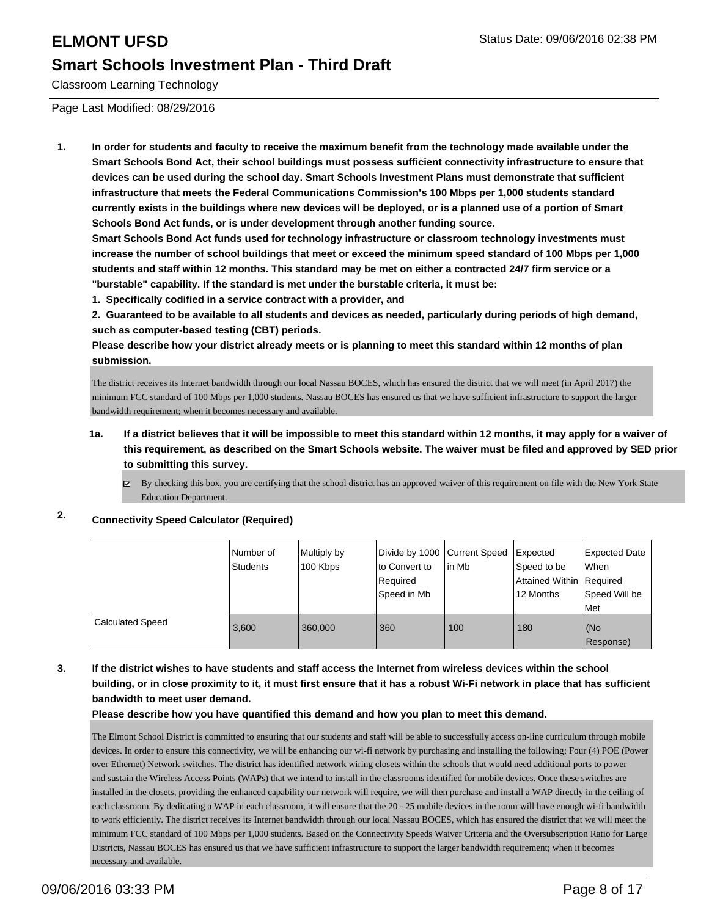# ELMONT UFSD

## Smart Schools Investment Plan - Third Draft

Classroom Learning Technology

Page Last Modified: 08/29/2016

Status Date: 09/06/2016 02:38 PM

1. **In order for students and faculty to receive the maximum benefit from the technology made available under the Smart Schools Bond Act, their school buildings must possess sufficient connectivity infrastructure to ensure that devices can be used during the school day. Smart Schools Investment Plans must demonstrate that sufficient infrastructure that meets the Federal Communications Commission's 100 Mbps per 1,000 students standard currently exists in the buildings where new devices will be deployed, or is a planned use of a portion of Smart Schools Bond Act funds, or is under development through another funding source.**
   **Smart Schools Bond Act funds used for technology infrastructure or classroom technology investments must increase the number of school buildings that meet or exceed the minimum speed standard of 100 Mbps per 1,000 students and staff within 12 months. This standard may be met on either a contracted 24/7 firm service or a "burstable" capability. If the standard is met under the burstable criteria, it must be:**
   **1. Specifically codified in a service contract with a provider, and**
   **2. Guaranteed to be available to all students and devices as needed, particularly during periods of high demand, such as computer-based testing (CBT) periods.**
   **Please describe how your district already meets or is planning to meet this standard within 12 months of plan submission.**

   The district receives its Internet bandwidth through our local Nassau BOCES, which has ensured the district that we will meet (in April 2017) the minimum FCC standard of 100 Mbps per 1,000 students. Nassau BOCES has ensured us that we have sufficient infrastructure to support the larger bandwidth requirement; when it becomes necessary and available.

   **1a. If a district believes that it will be impossible to meet this standard within 12 months, it may apply for a waiver of this requirement, as described on the Smart Schools website. The waiver must be filed and approved by SED prior to submitting this survey.**

   - ☑ By checking this box, you are certifying that the school district has an approved waiver of this requirement on file with the New York State Education Department.

2. **Connectivity Speed Calculator (Required)**

| | Number of Students | Multiply by 100 Kbps | Divide by 1000 to Convert to Required Speed in Mb | Current Speed in Mb | Expected Speed to be Attained Within 12 Months | Expected Date When Required Speed Will be Met |
|---|---|---|---|---|---|---|
| Calculated Speed | 3,600 | 360,000 | 360 | 100 | 180 | (No Response) |

3. **If the district wishes to have students and staff access the Internet from wireless devices within the school building, or in close proximity to it, it must first ensure that it has a robust Wi-Fi network in place that has sufficient bandwidth to meet user demand.**
   **Please describe how you have quantified this demand and how you plan to meet this demand.**

   The Elmont School District is committed to ensuring that our students and staff will be able to successfully access on-line curriculum through mobile devices. In order to ensure this connectivity, we will be enhancing our wi-fi network by purchasing and installing the following; Four (4) POE (Power over Ethernet) Network switches. The district has identified network wiring closets within the schools that would need additional ports to power and sustain the Wireless Access Points (WAPs) that we intend to install in the classrooms identified for mobile devices. Once these switches are installed in the closets, providing the enhanced capability our network will require, we will then purchase and install a WAP directly in the ceiling of each classroom. By dedicating a WAP in each classroom, it will ensure that the 20 - 25 mobile devices in the room will have enough wi-fi bandwidth to work efficiently. The district receives its Internet bandwidth through our local Nassau BOCES, which has ensured the district that we will meet the minimum FCC standard of 100 Mbps per 1,000 students. Based on the Connectivity Speeds Waiver Criteria and the Oversubscription Ratio for Large Districts, Nassau BOCES has ensured us that we have sufficient infrastructure to support the larger bandwidth requirement; when it becomes necessary and available.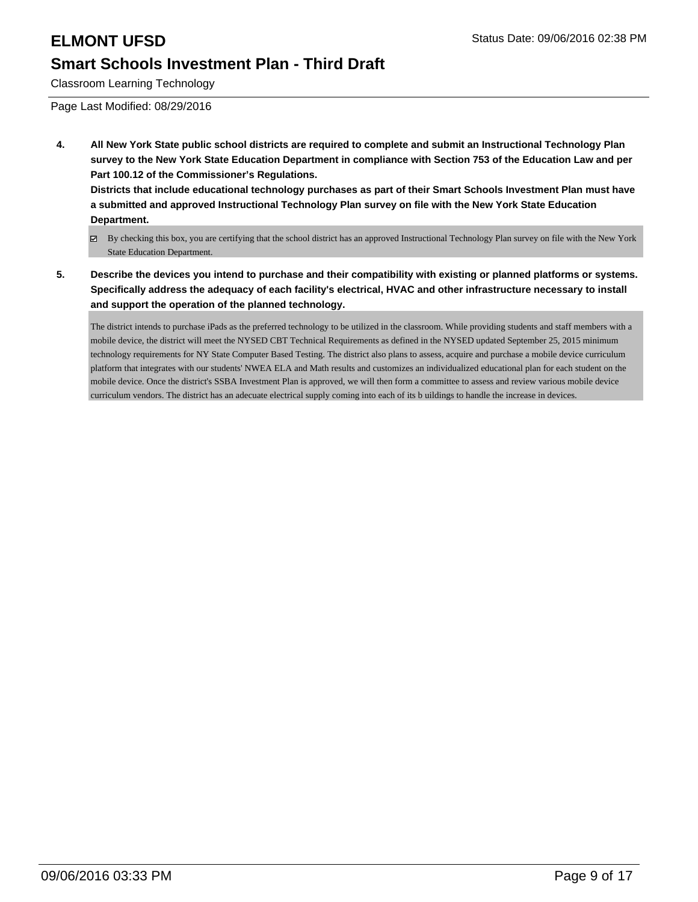Classroom Learning Technology

Page Last Modified: 08/29/2016

**4. All New York State public school districts are required to complete and submit an Instructional Technology Plan survey to the New York State Education Department in compliance with Section 753 of the Education Law and per Part 100.12 of the Commissioner's Regulations.**
**Districts that include educational technology purchases as part of their Smart Schools Investment Plan must have a submitted and approved Instructional Technology Plan survey on file with the New York State Education Department.**

- ☑ By checking this box, you are certifying that the school district has an approved Instructional Technology Plan survey on file with the New York State Education Department.

**5. Describe the devices you intend to purchase and their compatibility with existing or planned platforms or systems. Specifically address the adequacy of each facility's electrical, HVAC and other infrastructure necessary to install and support the operation of the planned technology.**

The district intends to purchase iPads as the preferred technology to be utilized in the classroom. While providing students and staff members with a mobile device, the district will meet the NYSED CBT Technical Requirements as defined in the NYSED updated September 25, 2015 minimum technology requirements for NY State Computer Based Testing. The district also plans to assess, acquire and purchase a mobile device curriculum platform that integrates with our students' NWEA ELA and Math results and customizes an individualized educational plan for each student on the mobile device. Once the district's SSBA Investment Plan is approved, we will then form a committee to assess and review various mobile device curriculum vendors. The district has an adecuate electrical supply coming into each of its b uildings to handle the increase in devices.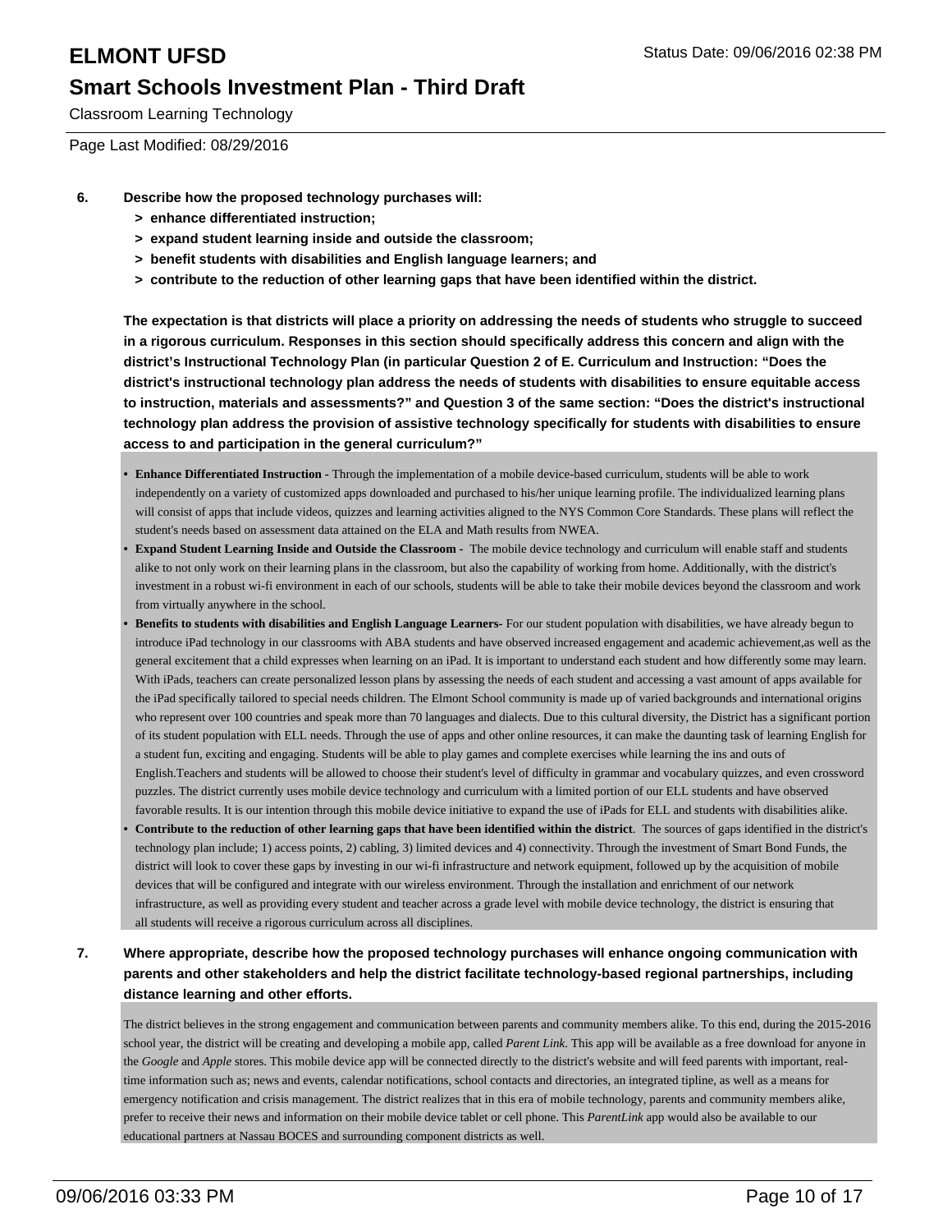Classroom Learning Technology

Page Last Modified: 08/29/2016

**6. Describe how the proposed technology purchases will:**

- **> enhance differentiated instruction;**
- **> expand student learning inside and outside the classroom;**
- **> benefit students with disabilities and English language learners; and**
- **> contribute to the reduction of other learning gaps that have been identified within the district.**

**The expectation is that districts will place a priority on addressing the needs of students who struggle to succeed in a rigorous curriculum. Responses in this section should specifically address this concern and align with the district's Instructional Technology Plan (in particular Question 2 of E. Curriculum and Instruction: "Does the district's instructional technology plan address the needs of students with disabilities to ensure equitable access to instruction, materials and assessments?" and Question 3 of the same section: "Does the district's instructional technology plan address the provision of assistive technology specifically for students with disabilities to ensure access to and participation in the general curriculum?"**

- **Enhance Differentiated Instruction -** Through the implementation of a mobile device-based curriculum, students will be able to work independently on a variety of customized apps downloaded and purchased to his/her unique learning profile. The individualized learning plans will consist of apps that include videos, quizzes and learning activities aligned to the NYS Common Core Standards. These plans will reflect the student's needs based on assessment data attained on the ELA and Math results from NWEA.
- **Expand Student Learning Inside and Outside the Classroom -** The mobile device technology and curriculum will enable staff and students alike to not only work on their learning plans in the classroom, but also the capability of working from home. Additionally, with the district's investment in a robust wi-fi environment in each of our schools, students will be able to take their mobile devices beyond the classroom and work from virtually anywhere in the school.
- **Benefits to students with disabilities and English Language Learners-** For our student population with disabilities, we have already begun to introduce iPad technology in our classrooms with ABA students and have observed increased engagement and academic achievement,as well as the general excitement that a child expresses when learning on an iPad. It is important to understand each student and how differently some may learn. With iPads, teachers can create personalized lesson plans by assessing the needs of each student and accessing a vast amount of apps available for the iPad specifically tailored to special needs children. The Elmont School community is made up of varied backgrounds and international origins who represent over 100 countries and speak more than 70 languages and dialects. Due to this cultural diversity, the District has a significant portion of its student population with ELL needs. Through the use of apps and other online resources, it can make the daunting task of learning English for a student fun, exciting and engaging. Students will be able to play games and complete exercises while learning the ins and outs of English.Teachers and students will be allowed to choose their student's level of difficulty in grammar and vocabulary quizzes, and even crossword puzzles. The district currently uses mobile device technology and curriculum with a limited portion of our ELL students and have observed favorable results. It is our intention through this mobile device initiative to expand the use of iPads for ELL and students with disabilities alike.
- **Contribute to the reduction of other learning gaps that have been identified within the district**. The sources of gaps identified in the district's technology plan include; 1) access points, 2) cabling, 3) limited devices and 4) connectivity. Through the investment of Smart Bond Funds, the district will look to cover these gaps by investing in our wi-fi infrastructure and network equipment, followed up by the acquisition of mobile devices that will be configured and integrate with our wireless environment. Through the installation and enrichment of our network infrastructure, as well as providing every student and teacher across a grade level with mobile device technology, the district is ensuring that all students will receive a rigorous curriculum across all disciplines.

**7. Where appropriate, describe how the proposed technology purchases will enhance ongoing communication with parents and other stakeholders and help the district facilitate technology-based regional partnerships, including distance learning and other efforts.**

The district believes in the strong engagement and communication between parents and community members alike. To this end, during the 2015-2016 school year, the district will be creating and developing a mobile app, called *Parent Link*. This app will be available as a free download for anyone in the *Google* and *Apple* stores. This mobile device app will be connected directly to the district's website and will feed parents with important, real-time information such as; news and events, calendar notifications, school contacts and directories, an integrated tipline, as well as a means for emergency notification and crisis management. The district realizes that in this era of mobile technology, parents and community members alike, prefer to receive their news and information on their mobile device tablet or cell phone. This *ParentLink* app would also be available to our educational partners at Nassau BOCES and surrounding component districts as well.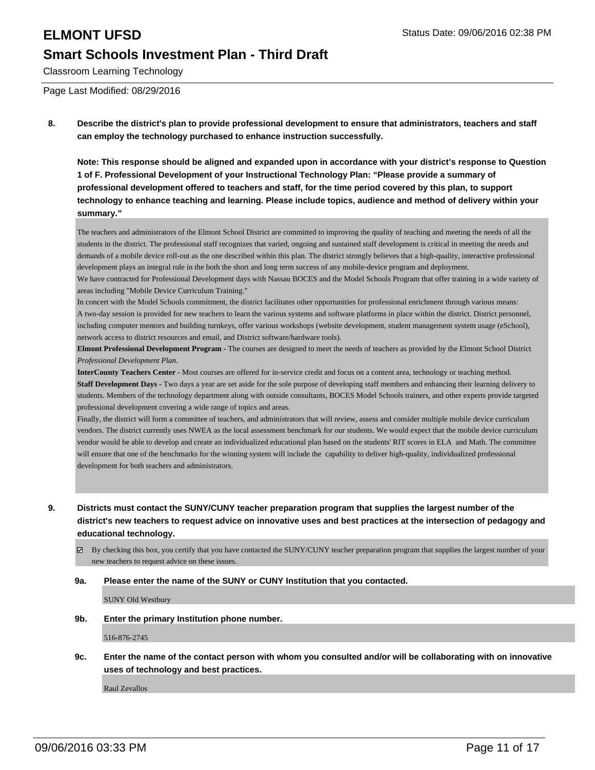**8. Describe the district's plan to provide professional development to ensure that administrators, teachers and staff can employ the technology purchased to enhance instruction successfully.**

**Note: This response should be aligned and expanded upon in accordance with your district's response to Question 1 of F. Professional Development of your Instructional Technology Plan: "Please provide a summary of professional development offered to teachers and staff, for the time period covered by this plan, to support technology to enhance teaching and learning. Please include topics, audience and method of delivery within your summary."**

The teachers and administrators of the Elmont School District are committed to improving the quality of teaching and meeting the needs of all the students in the district. The professional staff recognizes that varied, ongoing and sustained staff development is critical in meeting the needs and demands of a mobile device roll-out as the one described within this plan. The district strongly believes that a high-quality, interactive professional development plays an integral role in the both the short and long term success of any mobile-device program and deployment.

We have contracted for Professional Development days with Nassau BOCES and the Model Schools Program that offer training in a wide variety of areas including "Mobile Device Curriculum Training."

In concert with the Model Schools commitment, the district facilitates other opportunities for professional enrichment through various means:

A two-day session is provided for new teachers to learn the various systems and software platforms in place within the district. District personnel, including computer mentors and building turnkeys, offer various workshops (website development, student management system usage (eSchool), network access to district resources and email, and District software/hardware tools).

**Elmont Professional Development Program -** The courses are designed to meet the needs of teachers as provided by the Elmont School District *Professional Development Plan.*

**InterCounty Teachers Center -** Most courses are offered for in-service credit and focus on a content area, technology or teaching method.

**Staff Development Days -** Two days a year are set aside for the sole purpose of developing staff members and enhancing their learning delivery to students. Members of the technology department along with outside consultants, BOCES Model Schools trainers, and other experts provide targeted professional development covering a wide range of topics and areas.

Finally, the district will form a committee of teachers, and administrators that will review, assess and consider multiple mobile device curriculum vendors. The district currently uses NWEA as the local assessment benchmark for our students. We would expect that the mobile device curriculum vendor would be able to develop and create an individualized educational plan based on the students' RIT scores in ELA and Math. The committee will ensure that one of the benchmarks for the winning system will include the capability to deliver high-quality, individualized professional development for both teachers and administrators.

**9. Districts must contact the SUNY/CUNY teacher preparation program that supplies the largest number of the district's new teachers to request advice on innovative uses and best practices at the intersection of pedagogy and educational technology.**

☑ By checking this box, you certify that you have contacted the SUNY/CUNY teacher preparation program that supplies the largest number of your new teachers to request advice on these issues.

**9a. Please enter the name of the SUNY or CUNY Institution that you contacted.**

SUNY Old Westbury

**9b. Enter the primary Institution phone number.**

516-876-2745

**9c. Enter the name of the contact person with whom you consulted and/or will be collaborating with on innovative uses of technology and best practices.**

Raul Zevallos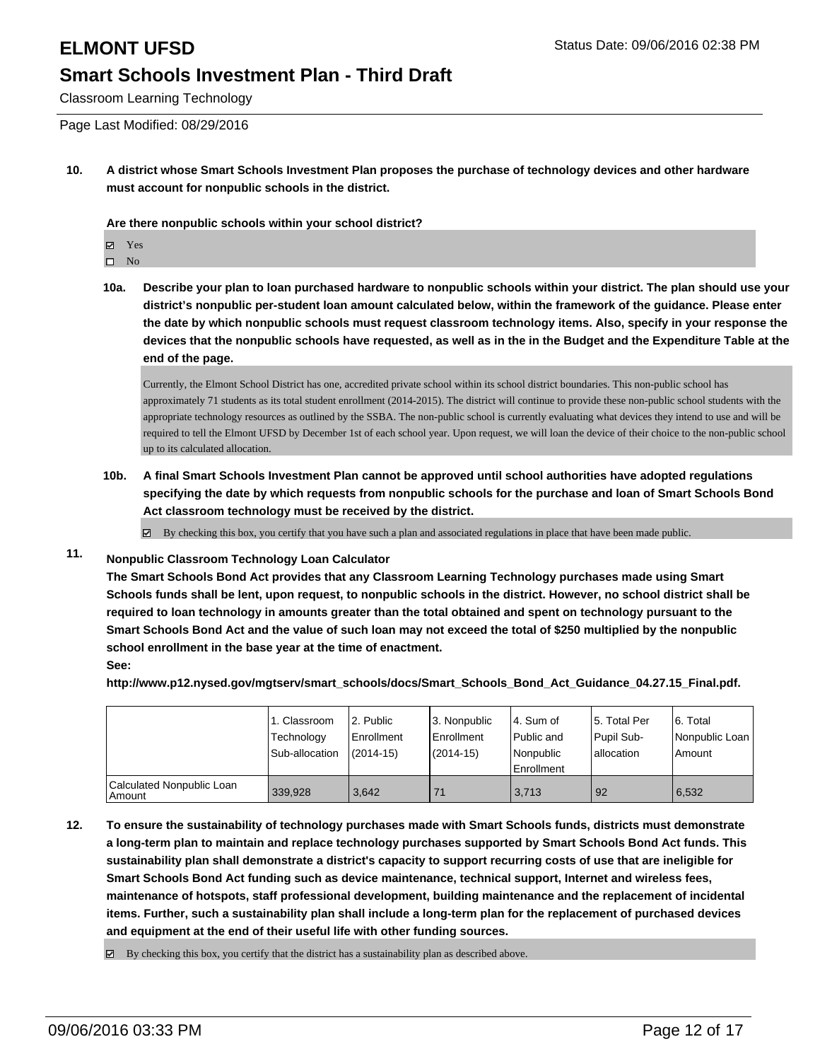# ELMONT UFSD

Status Date: 09/06/2016 02:38 PM

## Smart Schools Investment Plan - Third Draft

Classroom Learning Technology

Page Last Modified: 08/29/2016

**10. A district whose Smart Schools Investment Plan proposes the purchase of technology devices and other hardware must account for nonpublic schools in the district.**

**Are there nonpublic schools within your school district?**

- ☑ Yes
- ☐ No

**10a. Describe your plan to loan purchased hardware to nonpublic schools within your district. The plan should use your district's nonpublic per-student loan amount calculated below, within the framework of the guidance. Please enter the date by which nonpublic schools must request classroom technology items. Also, specify in your response the devices that the nonpublic schools have requested, as well as in the in the Budget and the Expenditure Table at the end of the page.**

Currently, the Elmont School District has one, accredited private school within its school district boundaries. This non-public school has approximately 71 students as its total student enrollment (2014-2015). The district will continue to provide these non-public school students with the appropriate technology resources as outlined by the SSBA. The non-public school is currently evaluating what devices they intend to use and will be required to tell the Elmont UFSD by December 1st of each school year. Upon request, we will loan the device of their choice to the non-public school up to its calculated allocation.

**10b. A final Smart Schools Investment Plan cannot be approved until school authorities have adopted regulations specifying the date by which requests from nonpublic schools for the purchase and loan of Smart Schools Bond Act classroom technology must be received by the district.**

☑ By checking this box, you certify that you have such a plan and associated regulations in place that have been made public.

**11. Nonpublic Classroom Technology Loan Calculator**

**The Smart Schools Bond Act provides that any Classroom Learning Technology purchases made using Smart Schools funds shall be lent, upon request, to nonpublic schools in the district. However, no school district shall be required to loan technology in amounts greater than the total obtained and spent on technology pursuant to the Smart Schools Bond Act and the value of such loan may not exceed the total of $250 multiplied by the nonpublic school enrollment in the base year at the time of enactment.**

**See:**

**http://www.p12.nysed.gov/mgtserv/smart_schools/docs/Smart_Schools_Bond_Act_Guidance_04.27.15_Final.pdf.**

| | 1. Classroom Technology Sub-allocation | 2. Public Enrollment (2014-15) | 3. Nonpublic Enrollment (2014-15) | 4. Sum of Public and Nonpublic Enrollment | 5. Total Per Pupil Sub-allocation | 6. Total Nonpublic Loan Amount |
|---|---|---|---|---|---|---|
| Calculated Nonpublic Loan Amount | 339,928 | 3,642 | 71 | 3,713 | 92 | 6,532 |

**12. To ensure the sustainability of technology purchases made with Smart Schools funds, districts must demonstrate a long-term plan to maintain and replace technology purchases supported by Smart Schools Bond Act funds. This sustainability plan shall demonstrate a district's capacity to support recurring costs of use that are ineligible for Smart Schools Bond Act funding such as device maintenance, technical support, Internet and wireless fees, maintenance of hotspots, staff professional development, building maintenance and the replacement of incidental items. Further, such a sustainability plan shall include a long-term plan for the replacement of purchased devices and equipment at the end of their useful life with other funding sources.**

☑ By checking this box, you certify that the district has a sustainability plan as described above.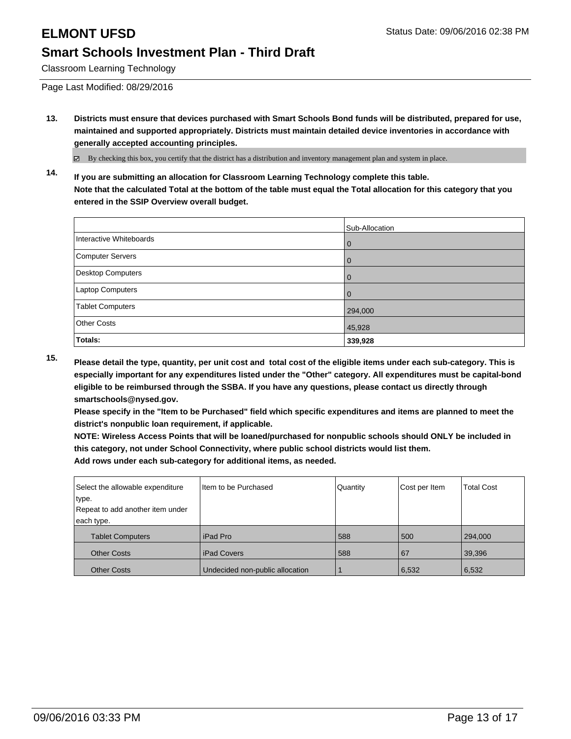# ELMONT UFSD

## Smart Schools Investment Plan - Third Draft

Classroom Learning Technology

Page Last Modified: 08/29/2016

**13. Districts must ensure that devices purchased with Smart Schools Bond funds will be distributed, prepared for use, maintained and supported appropriately. Districts must maintain detailed device inventories in accordance with generally accepted accounting principles.**

☑ By checking this box, you certify that the district has a distribution and inventory management plan and system in place.

**14. If you are submitting an allocation for Classroom Learning Technology complete this table.**
**Note that the calculated Total at the bottom of the table must equal the Total allocation for this category that you entered in the SSIP Overview overall budget.**

| | Sub-Allocation |
|---|---|
| Interactive Whiteboards | 0 |
| Computer Servers | 0 |
| Desktop Computers | 0 |
| Laptop Computers | 0 |
| Tablet Computers | 294,000 |
| Other Costs | 45,928 |
| **Totals:** | **339,928** |

**15. Please detail the type, quantity, per unit cost and total cost of the eligible items under each sub-category. This is especially important for any expenditures listed under the "Other" category. All expenditures must be capital-bond eligible to be reimbursed through the SSBA. If you have any questions, please contact us directly through smartschools@nysed.gov.**
**Please specify in the "Item to be Purchased" field which specific expenditures and items are planned to meet the district's nonpublic loan requirement, if applicable.**
**NOTE: Wireless Access Points that will be loaned/purchased for nonpublic schools should ONLY be included in this category, not under School Connectivity, where public school districts would list them.**
**Add rows under each sub-category for additional items, as needed.**

| Select the allowable expenditure type. Repeat to add another item under each type. | Item to be Purchased | Quantity | Cost per Item | Total Cost |
|---|---|---|---|---|
| Tablet Computers | iPad Pro | 588 | 500 | 294,000 |
| Other Costs | iPad Covers | 588 | 67 | 39,396 |
| Other Costs | Undecided non-public allocation | 1 | 6,532 | 6,532 |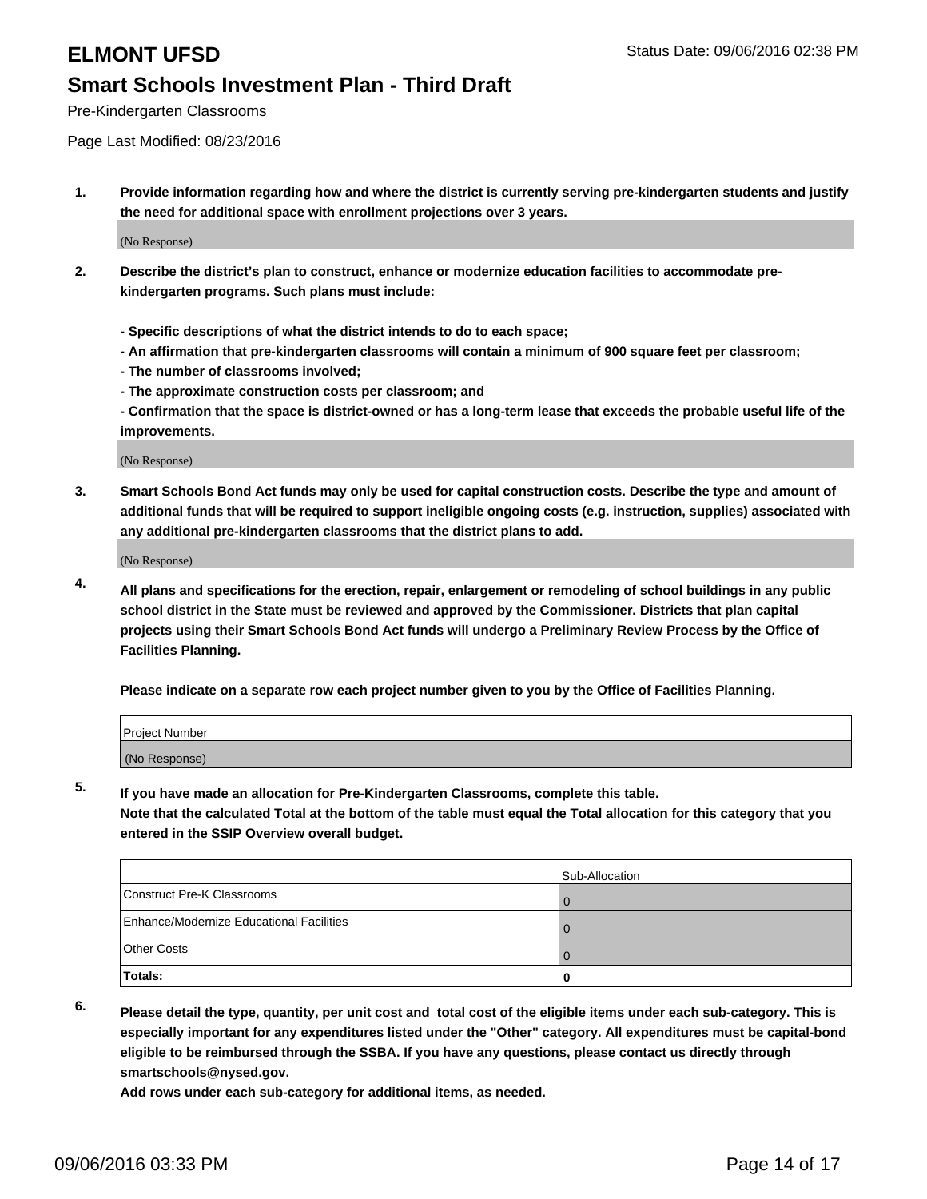# ELMONT UFSD

Status Date: 09/06/2016 02:38 PM

## Smart Schools Investment Plan - Third Draft

Pre-Kindergarten Classrooms

Page Last Modified: 08/23/2016

1. **Provide information regarding how and where the district is currently serving pre-kindergarten students and justify the need for additional space with enrollment projections over 3 years.**

   (No Response)

2. **Describe the district's plan to construct, enhance or modernize education facilities to accommodate pre-kindergarten programs. Such plans must include:**

   **- Specific descriptions of what the district intends to do to each space;**
   **- An affirmation that pre-kindergarten classrooms will contain a minimum of 900 square feet per classroom;**
   **- The number of classrooms involved;**
   **- The approximate construction costs per classroom; and**
   **- Confirmation that the space is district-owned or has a long-term lease that exceeds the probable useful life of the improvements.**

   (No Response)

3. **Smart Schools Bond Act funds may only be used for capital construction costs. Describe the type and amount of additional funds that will be required to support ineligible ongoing costs (e.g. instruction, supplies) associated with any additional pre-kindergarten classrooms that the district plans to add.**

   (No Response)

4. **All plans and specifications for the erection, repair, enlargement or remodeling of school buildings in any public school district in the State must be reviewed and approved by the Commissioner. Districts that plan capital projects using their Smart Schools Bond Act funds will undergo a Preliminary Review Process by the Office of Facilities Planning.**

   **Please indicate on a separate row each project number given to you by the Office of Facilities Planning.**

| Project Number |
|---|
| (No Response) |

5. **If you have made an allocation for Pre-Kindergarten Classrooms, complete this table.**
   **Note that the calculated Total at the bottom of the table must equal the Total allocation for this category that you entered in the SSIP Overview overall budget.**

| | Sub-Allocation |
|---|---|
| Construct Pre-K Classrooms | 0 |
| Enhance/Modernize Educational Facilities | 0 |
| Other Costs | 0 |
| **Totals:** | **0** |

6. **Please detail the type, quantity, per unit cost and total cost of the eligible items under each sub-category. This is especially important for any expenditures listed under the "Other" category. All expenditures must be capital-bond eligible to be reimbursed through the SSBA. If you have any questions, please contact us directly through smartschools@nysed.gov.**
   **Add rows under each sub-category for additional items, as needed.**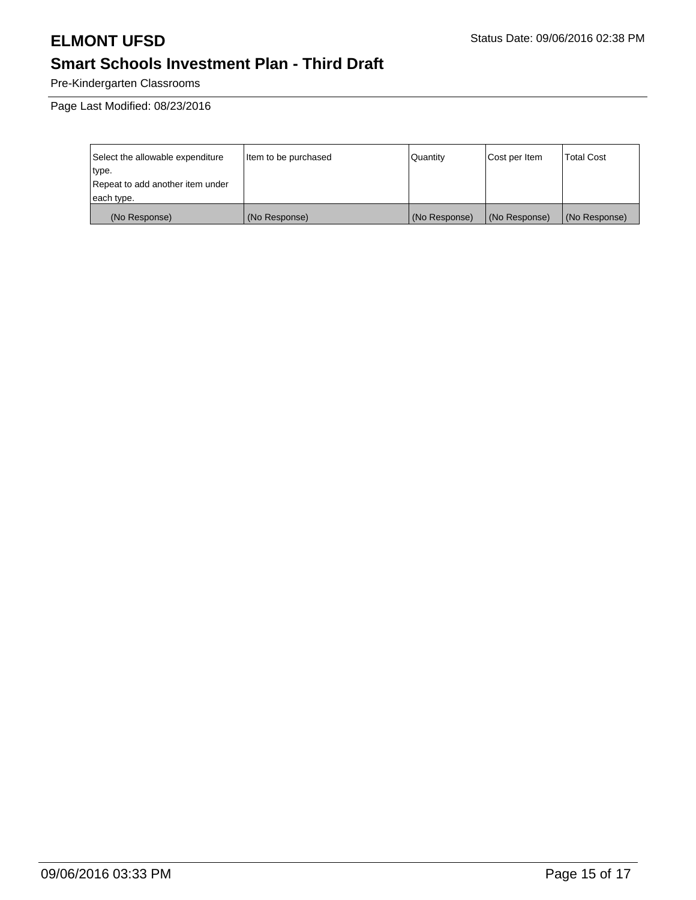# ELMONT UFSD

Status Date: 09/06/2016 02:38 PM

## Smart Schools Investment Plan - Third Draft

Pre-Kindergarten Classrooms

Page Last Modified: 08/23/2016

| Select the allowable expenditure type. Repeat to add another item under each type. | Item to be purchased | Quantity | Cost per Item | Total Cost |
|---|---|---|---|---|
| (No Response) | (No Response) | (No Response) | (No Response) | (No Response) |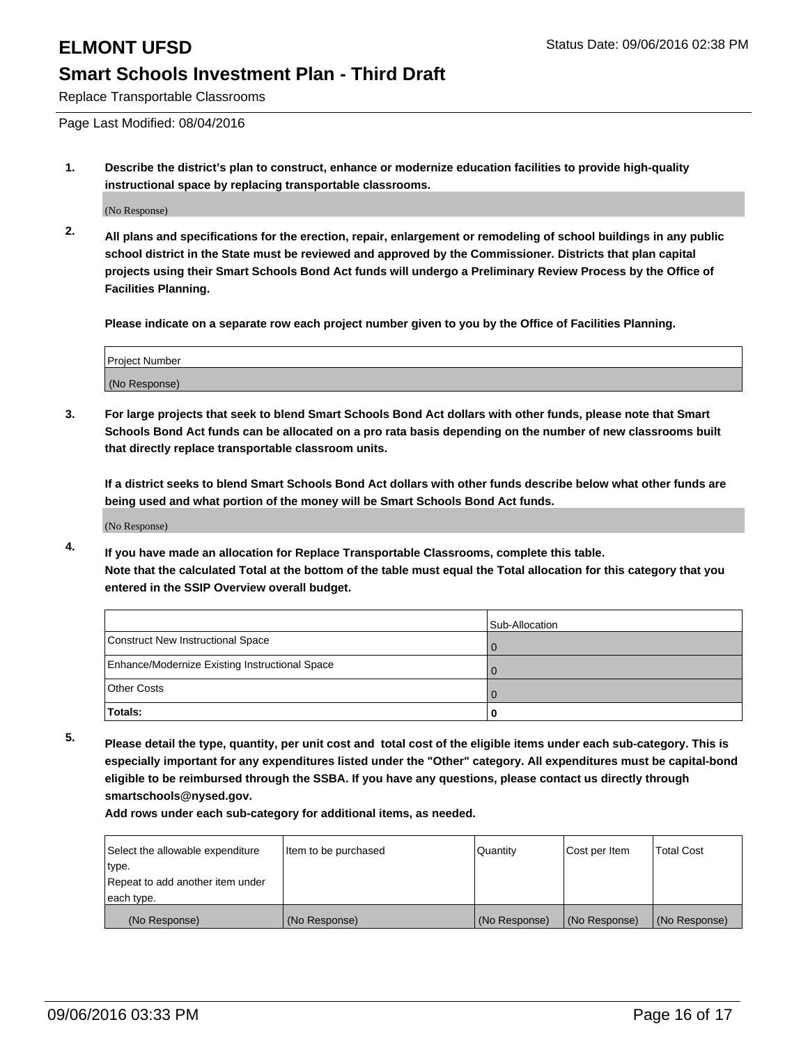# ELMONT UFSD

Status Date: 09/06/2016 02:38 PM

## Smart Schools Investment Plan - Third Draft

Replace Transportable Classrooms

Page Last Modified: 08/04/2016

1. **Describe the district's plan to construct, enhance or modernize education facilities to provide high-quality instructional space by replacing transportable classrooms.**

   (No Response)

2. **All plans and specifications for the erection, repair, enlargement or remodeling of school buildings in any public school district in the State must be reviewed and approved by the Commissioner. Districts that plan capital projects using their Smart Schools Bond Act funds will undergo a Preliminary Review Process by the Office of Facilities Planning.**

   **Please indicate on a separate row each project number given to you by the Office of Facilities Planning.**

| Project Number |
| --- |
| (No Response) |

3. **For large projects that seek to blend Smart Schools Bond Act dollars with other funds, please note that Smart Schools Bond Act funds can be allocated on a pro rata basis depending on the number of new classrooms built that directly replace transportable classroom units.**

   **If a district seeks to blend Smart Schools Bond Act dollars with other funds describe below what other funds are being used and what portion of the money will be Smart Schools Bond Act funds.**

   (No Response)

4. **If you have made an allocation for Replace Transportable Classrooms, complete this table. Note that the calculated Total at the bottom of the table must equal the Total allocation for this category that you entered in the SSIP Overview overall budget.**

| | Sub-Allocation |
| --- | --- |
| Construct New Instructional Space | 0 |
| Enhance/Modernize Existing Instructional Space | 0 |
| Other Costs | 0 |
| **Totals:** | **0** |

5. **Please detail the type, quantity, per unit cost and total cost of the eligible items under each sub-category. This is especially important for any expenditures listed under the "Other" category. All expenditures must be capital-bond eligible to be reimbursed through the SSBA. If you have any questions, please contact us directly through smartschools@nysed.gov.**

   **Add rows under each sub-category for additional items, as needed.**

| Select the allowable expenditure type. Repeat to add another item under each type. | Item to be purchased | Quantity | Cost per Item | Total Cost |
| --- | --- | --- | --- | --- |
| (No Response) | (No Response) | (No Response) | (No Response) | (No Response) |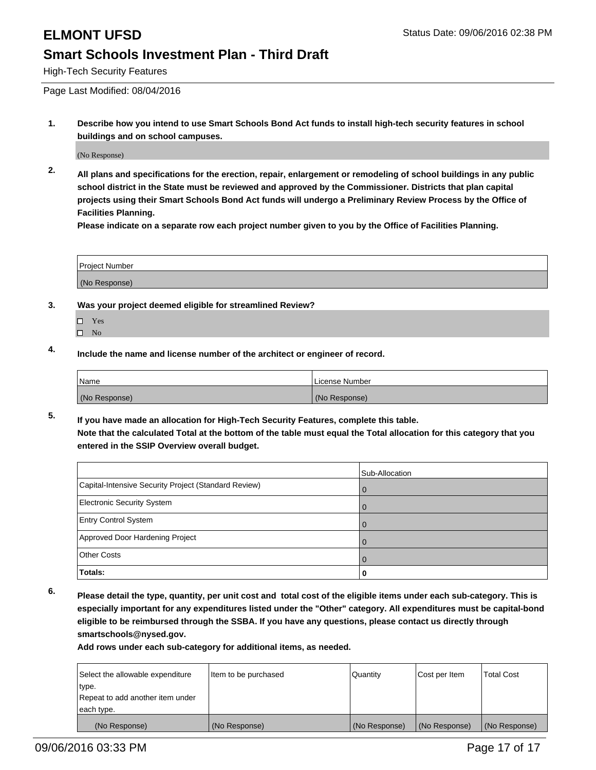# ELMONT UFSD

Status Date: 09/06/2016 02:38 PM

## Smart Schools Investment Plan - Third Draft

High-Tech Security Features

Page Last Modified: 08/04/2016

**1. Describe how you intend to use Smart Schools Bond Act funds to install high-tech security features in school buildings and on school campuses.**

(No Response)

**2. All plans and specifications for the erection, repair, enlargement or remodeling of school buildings in any public school district in the State must be reviewed and approved by the Commissioner. Districts that plan capital projects using their Smart Schools Bond Act funds will undergo a Preliminary Review Process by the Office of Facilities Planning.**
**Please indicate on a separate row each project number given to you by the Office of Facilities Planning.**

| Project Number |
|---|
| (No Response) |

**3. Was your project deemed eligible for streamlined Review?**

- ☐ Yes
- ☐ No

**4. Include the name and license number of the architect or engineer of record.**

| Name | License Number |
|---|---|
| (No Response) | (No Response) |

**5. If you have made an allocation for High-Tech Security Features, complete this table.**
**Note that the calculated Total at the bottom of the table must equal the Total allocation for this category that you entered in the SSIP Overview overall budget.**

| | Sub-Allocation |
|---|---|
| Capital-Intensive Security Project (Standard Review) | 0 |
| Electronic Security System | 0 |
| Entry Control System | 0 |
| Approved Door Hardening Project | 0 |
| Other Costs | 0 |
| **Totals:** | **0** |

**6. Please detail the type, quantity, per unit cost and total cost of the eligible items under each sub-category. This is especially important for any expenditures listed under the "Other" category. All expenditures must be capital-bond eligible to be reimbursed through the SSBA. If you have any questions, please contact us directly through smartschools@nysed.gov.**
**Add rows under each sub-category for additional items, as needed.**

| Select the allowable expenditure type. Repeat to add another item under each type. | Item to be purchased | Quantity | Cost per Item | Total Cost |
|---|---|---|---|---|
| (No Response) | (No Response) | (No Response) | (No Response) | (No Response) |